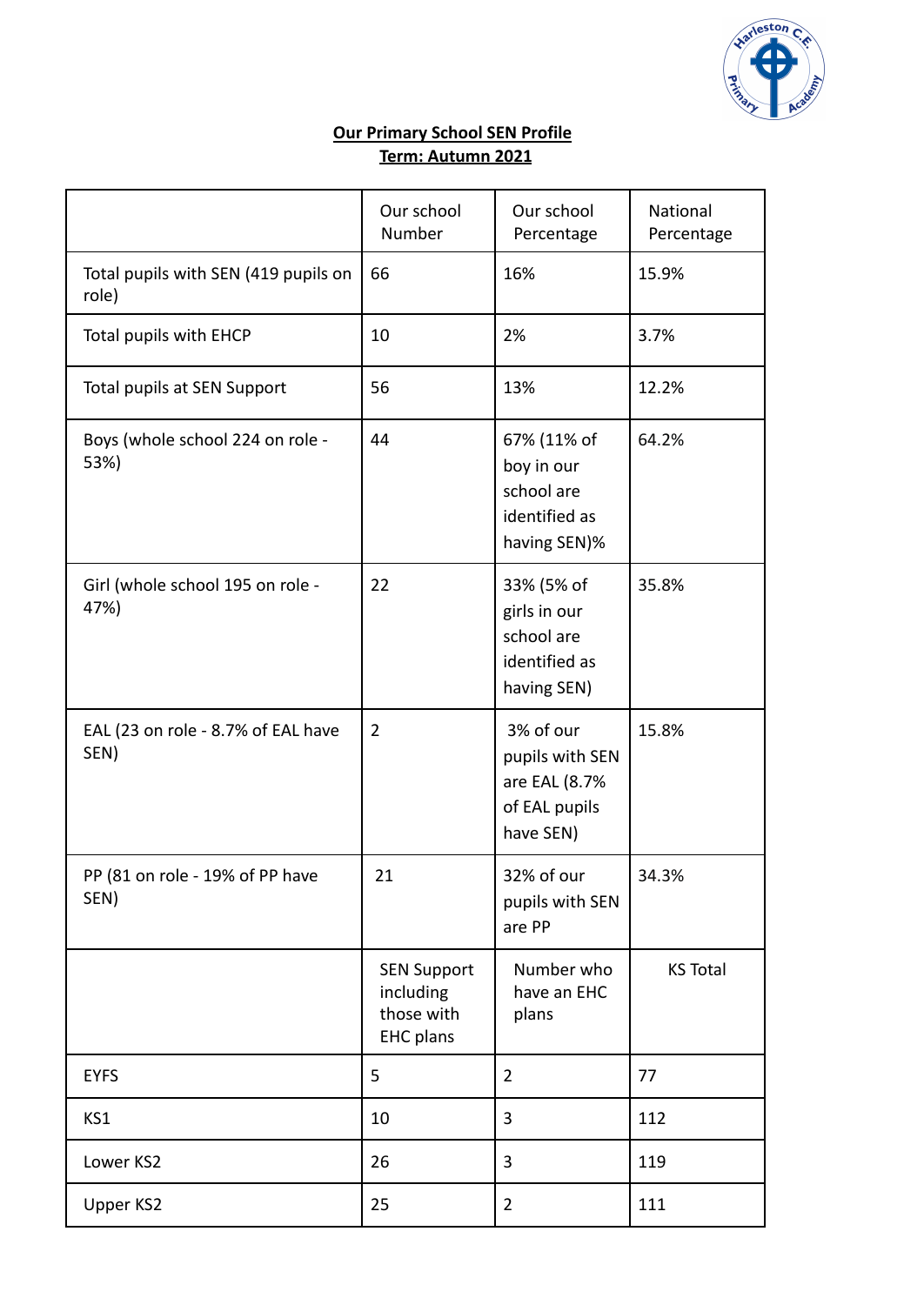**Our Primary School SEN Profile**

**Term: Autumn 2021**

| | Our school Number | Our school Percentage | National Percentage |
|---|---|---|---|
| Total pupils with SEN (419 pupils on role) | 66 | 16% | 15.9% |
| Total pupils with EHCP | 10 | 2% | 3.7% |
| Total pupils at SEN Support | 56 | 13% | 12.2% |
| Boys (whole school 224 on role - 53%) | 44 | 67% (11% of boy in our school are identified as having SEN)% | 64.2% |
| Girl (whole school 195 on role - 47%) | 22 | 33% (5% of girls in our school are identified as having SEN) | 35.8% |
| EAL (23 on role - 8.7% of EAL have SEN) | 2 | 3% of our pupils with SEN are EAL (8.7% of EAL pupils have SEN) | 15.8% |
| PP (81 on role - 19% of PP have SEN) | 21 | 32% of our pupils with SEN are PP | 34.3% |
| | SEN Support including those with EHC plans | Number who have an EHC plans | KS Total |
| EYFS | 5 | 2 | 77 |
| KS1 | 10 | 3 | 112 |
| Lower KS2 | 26 | 3 | 119 |
| Upper KS2 | 25 | 2 | 111 |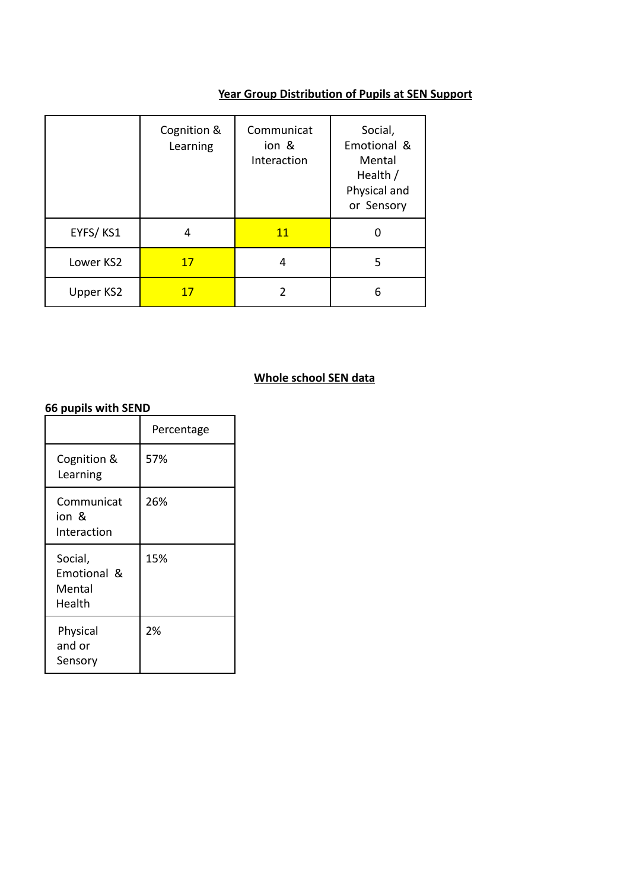## Year Group Distribution of Pupils at SEN Support

| | Cognition & Learning | Communication & Interaction | Social, Emotional & Mental Health / Physical and or Sensory |
|---|---|---|---|
| EYFS/ KS1 | 4 | 11 | 0 |
| Lower KS2 | 17 | 4 | 5 |
| Upper KS2 | 17 | 2 | 6 |

## Whole school SEN data

**66 pupils with SEND**

| | Percentage |
|---|---|
| Cognition & Learning | 57% |
| Communication & Interaction | 26% |
| Social, Emotional & Mental Health | 15% |
| Physical and or Sensory | 2% |